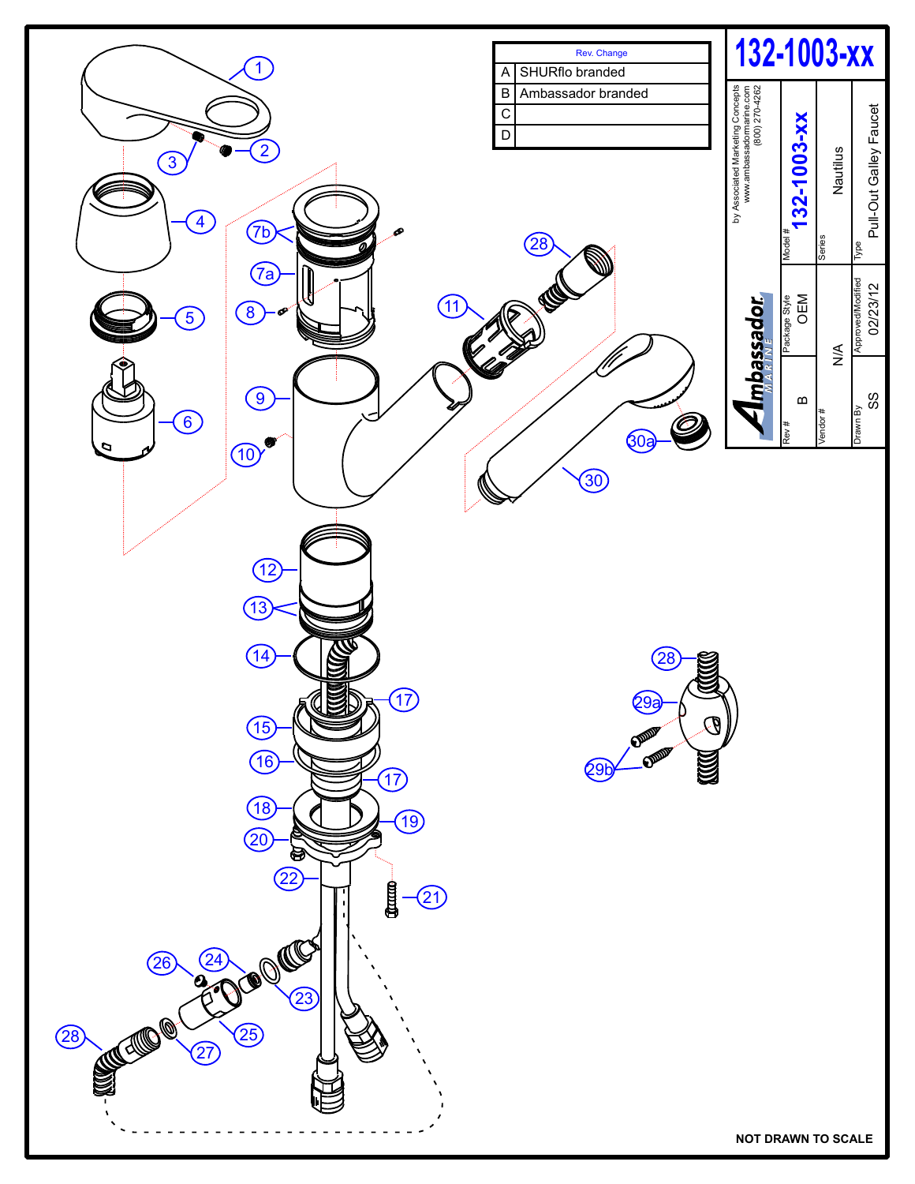# 132-1003-xx

| | Rev. Change |
|---|---|
| A | SHURflo branded |
| B | Ambassador branded |
| C | |
| D | |

by Associated Marketing Concepts
www.ambassadormarine.com
(800) 270-4262

**Ambassador MARINE**

| Rev # | Package Style | Model # |
|---|---|---|
| B | OEM | 132-1003-xx |

| Vendor # | Series |
|---|---|
| N/A | Nautilus |

| Drawn By | Approved/Modified | Type |
|---|---|---|
| SS | 02/23/12 | Pull-Out Galley Faucet |

1, 2, 3, 4, 5, 6, 7a, 7b, 8, 9, 10, 11, 12, 13, 14, 15, 16, 17, 18, 19, 20, 21, 22, 23, 24, 25, 26, 27, 28, 29a, 29b, 30, 30a

**NOT DRAWN TO SCALE**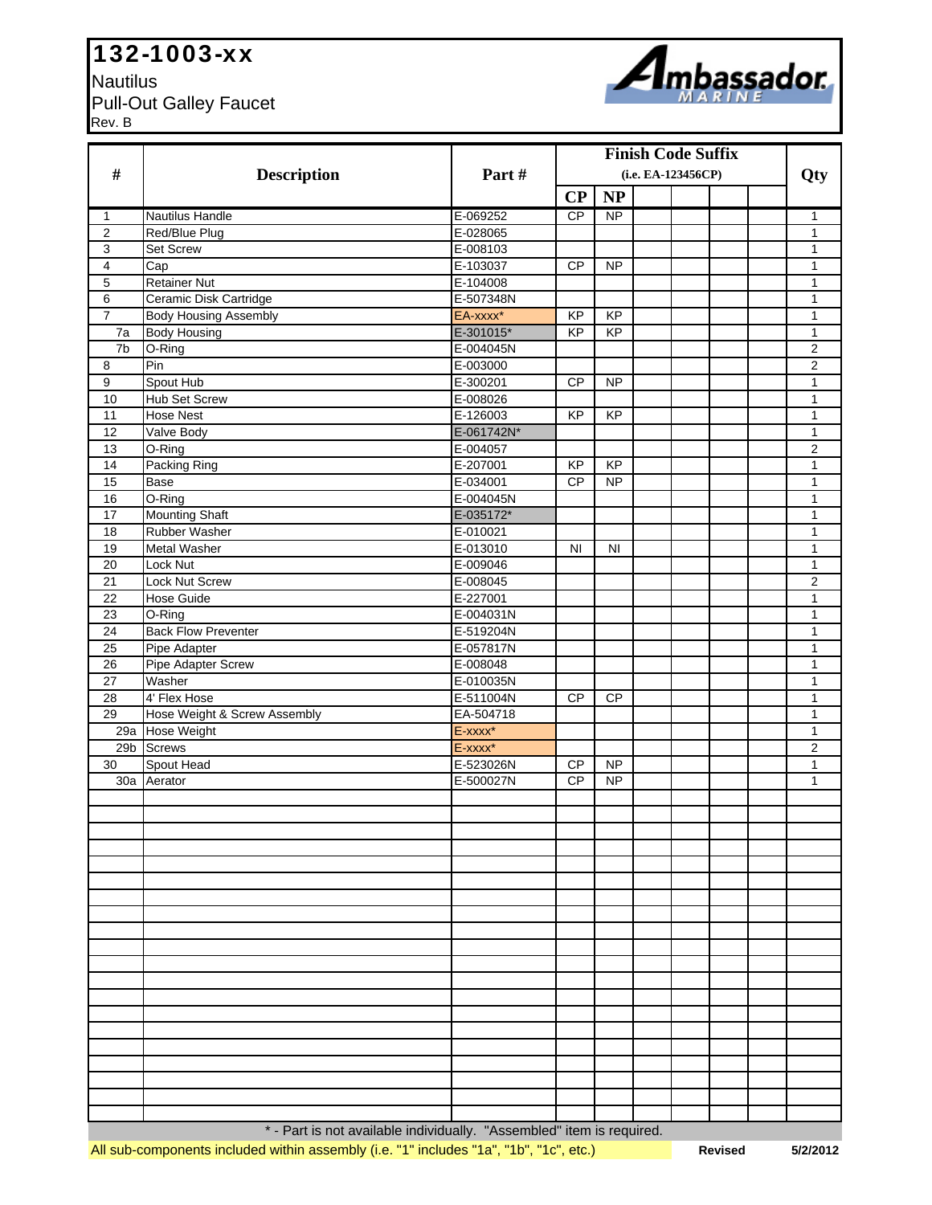# 132-1003-xx

Nautilus

Pull-Out Galley Faucet

Rev. B

Ambassador MARINE

| # | Description | Part # | Finish Code Suffix (i.e. EA-123456CP) | | | | | | Qty |
|---|---|---|---|---|---|---|---|---|---|
| | | | CP | NP | | | | | |
| 1 | Nautilus Handle | E-069252 | CP | NP | | | | | 1 |
| 2 | Red/Blue Plug | E-028065 | | | | | | | 1 |
| 3 | Set Screw | E-008103 | | | | | | | 1 |
| 4 | Cap | E-103037 | CP | NP | | | | | 1 |
| 5 | Retainer Nut | E-104008 | | | | | | | 1 |
| 6 | Ceramic Disk Cartridge | E-507348N | | | | | | | 1 |
| 7 | Body Housing Assembly | EA-xxxx* | KP | KP | | | | | 1 |
| 7a | Body Housing | E-301015* | KP | KP | | | | | 1 |
| 7b | O-Ring | E-004045N | | | | | | | 2 |
| 8 | Pin | E-003000 | | | | | | | 2 |
| 9 | Spout Hub | E-300201 | CP | NP | | | | | 1 |
| 10 | Hub Set Screw | E-008026 | | | | | | | 1 |
| 11 | Hose Nest | E-126003 | KP | KP | | | | | 1 |
| 12 | Valve Body | E-061742N* | | | | | | | 1 |
| 13 | O-Ring | E-004057 | | | | | | | 2 |
| 14 | Packing Ring | E-207001 | KP | KP | | | | | 1 |
| 15 | Base | E-034001 | CP | NP | | | | | 1 |
| 16 | O-Ring | E-004045N | | | | | | | 1 |
| 17 | Mounting Shaft | E-035172* | | | | | | | 1 |
| 18 | Rubber Washer | E-010021 | | | | | | | 1 |
| 19 | Metal Washer | E-013010 | NI | NI | | | | | 1 |
| 20 | Lock Nut | E-009046 | | | | | | | 1 |
| 21 | Lock Nut Screw | E-008045 | | | | | | | 2 |
| 22 | Hose Guide | E-227001 | | | | | | | 1 |
| 23 | O-Ring | E-004031N | | | | | | | 1 |
| 24 | Back Flow Preventer | E-519204N | | | | | | | 1 |
| 25 | Pipe Adapter | E-057817N | | | | | | | 1 |
| 26 | Pipe Adapter Screw | E-008048 | | | | | | | 1 |
| 27 | Washer | E-010035N | | | | | | | 1 |
| 28 | 4' Flex Hose | E-511004N | CP | CP | | | | | 1 |
| 29 | Hose Weight & Screw Assembly | EA-504718 | | | | | | | 1 |
| 29a | Hose Weight | E-xxxx* | | | | | | | 1 |
| 29b | Screws | E-xxxx* | | | | | | | 2 |
| 30 | Spout Head | E-523026N | CP | NP | | | | | 1 |
| 30a | Aerator | E-500027N | CP | NP | | | | | 1 |

\* - Part is not available individually. "Assembled" item is required.

All sub-components included within assembly (i.e. "1" includes "1a", "1b", "1c", etc.)

**Revised** **5/2/2012**